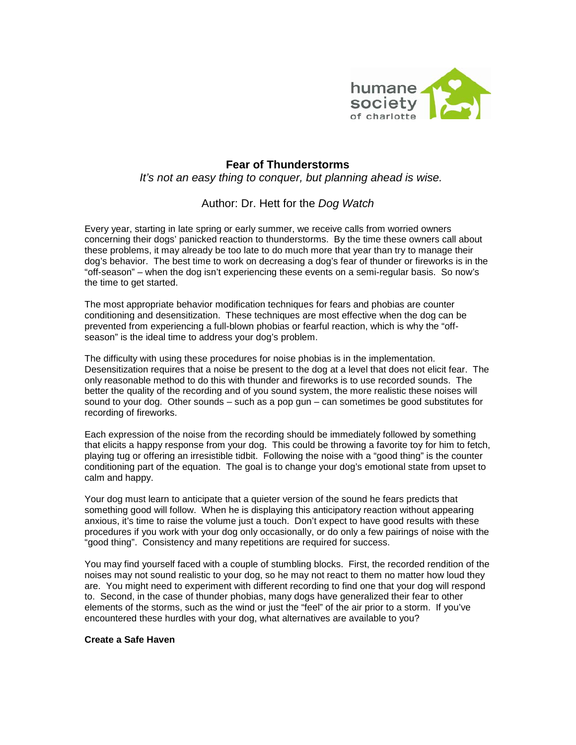humane society of charlotte

# Fear of Thunderstorms

*It's not an easy thing to conquer, but planning ahead is wise.*

Author: Dr. Hett for the *Dog Watch*

Every year, starting in late spring or early summer, we receive calls from worried owners concerning their dogs' panicked reaction to thunderstorms. By the time these owners call about these problems, it may already be too late to do much more that year than try to manage their dog's behavior. The best time to work on decreasing a dog's fear of thunder or fireworks is in the "off-season" – when the dog isn't experiencing these events on a semi-regular basis. So now's the time to get started.

The most appropriate behavior modification techniques for fears and phobias are counter conditioning and desensitization. These techniques are most effective when the dog can be prevented from experiencing a full-blown phobias or fearful reaction, which is why the "off-season" is the ideal time to address your dog's problem.

The difficulty with using these procedures for noise phobias is in the implementation. Desensitization requires that a noise be present to the dog at a level that does not elicit fear. The only reasonable method to do this with thunder and fireworks is to use recorded sounds. The better the quality of the recording and of you sound system, the more realistic these noises will sound to your dog. Other sounds – such as a pop gun – can sometimes be good substitutes for recording of fireworks.

Each expression of the noise from the recording should be immediately followed by something that elicits a happy response from your dog. This could be throwing a favorite toy for him to fetch, playing tug or offering an irresistible tidbit. Following the noise with a "good thing" is the counter conditioning part of the equation. The goal is to change your dog's emotional state from upset to calm and happy.

Your dog must learn to anticipate that a quieter version of the sound he fears predicts that something good will follow. When he is displaying this anticipatory reaction without appearing anxious, it's time to raise the volume just a touch. Don't expect to have good results with these procedures if you work with your dog only occasionally, or do only a few pairings of noise with the "good thing". Consistency and many repetitions are required for success.

You may find yourself faced with a couple of stumbling blocks. First, the recorded rendition of the noises may not sound realistic to your dog, so he may not react to them no matter how loud they are. You might need to experiment with different recording to find one that your dog will respond to. Second, in the case of thunder phobias, many dogs have generalized their fear to other elements of the storms, such as the wind or just the "feel" of the air prior to a storm. If you've encountered these hurdles with your dog, what alternatives are available to you?

**Create a Safe Haven**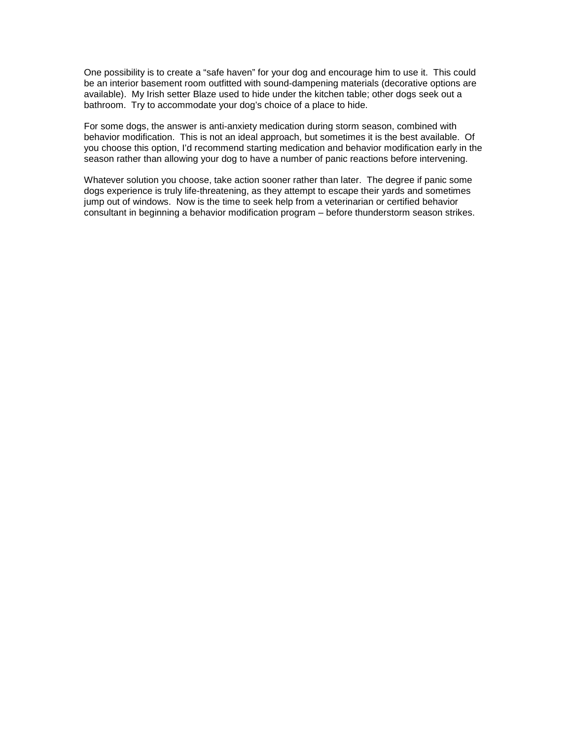One possibility is to create a "safe haven" for your dog and encourage him to use it. This could be an interior basement room outfitted with sound-dampening materials (decorative options are available). My Irish setter Blaze used to hide under the kitchen table; other dogs seek out a bathroom. Try to accommodate your dog's choice of a place to hide.

For some dogs, the answer is anti-anxiety medication during storm season, combined with behavior modification. This is not an ideal approach, but sometimes it is the best available. Of you choose this option, I'd recommend starting medication and behavior modification early in the season rather than allowing your dog to have a number of panic reactions before intervening.

Whatever solution you choose, take action sooner rather than later. The degree if panic some dogs experience is truly life-threatening, as they attempt to escape their yards and sometimes jump out of windows. Now is the time to seek help from a veterinarian or certified behavior consultant in beginning a behavior modification program – before thunderstorm season strikes.